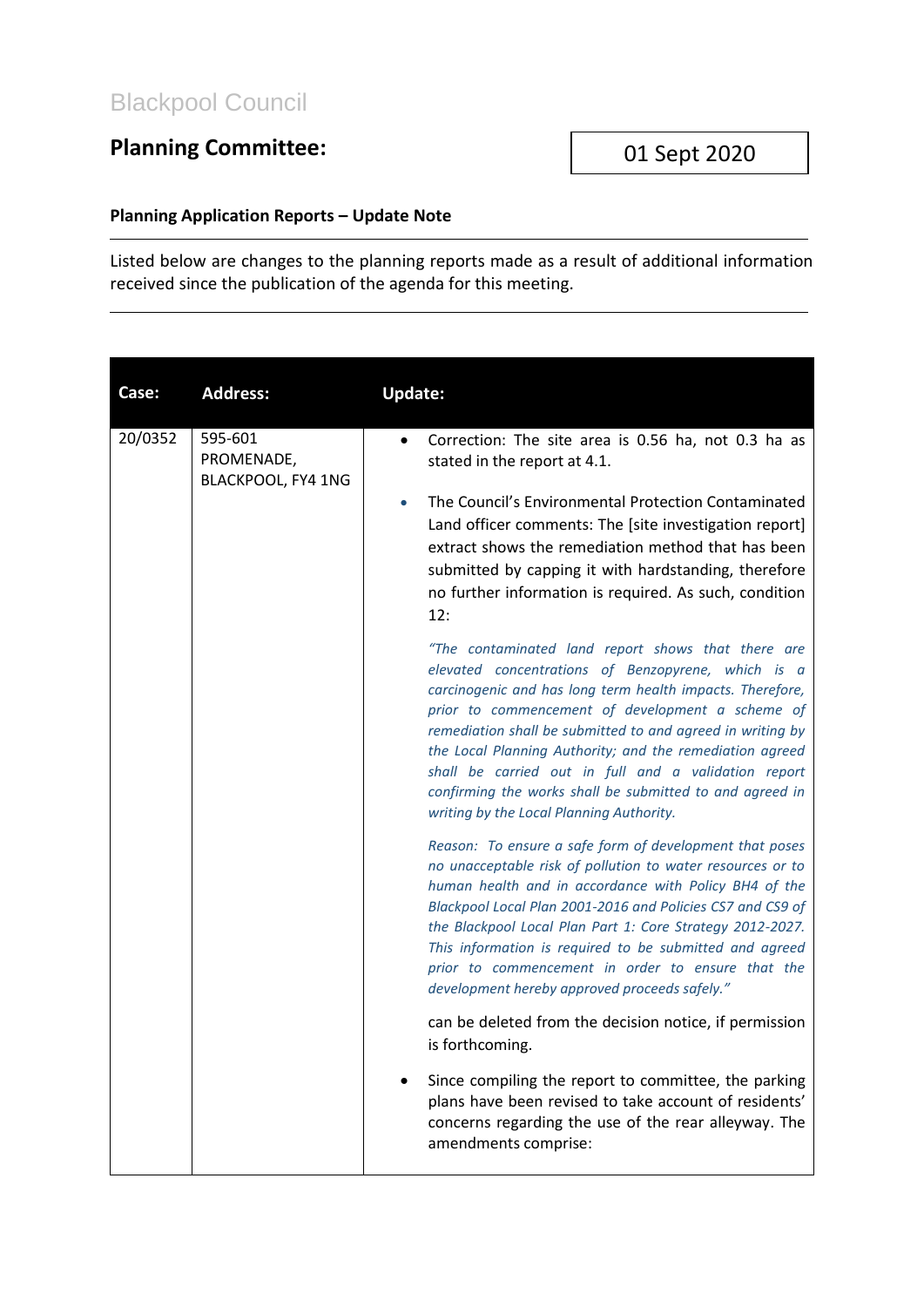Blackpool Council

## Planning Committee:

01 Sept 2020

### Planning Application Reports – Update Note

Listed below are changes to the planning reports made as a result of additional information received since the publication of the agenda for this meeting.

| Case: | Address: | Update: |
|---|---|---|
| 20/0352 | 595-601 PROMENADE, BLACKPOOL, FY4 1NG | • Correction: The site area is 0.56 ha, not 0.3 ha as stated in the report at 4.1.<br><br>• The Council's Environmental Protection Contaminated Land officer comments: The [site investigation report] extract shows the remediation method that has been submitted by capping it with hardstanding, therefore no further information is required. As such, condition 12:<br><br>*"The contaminated land report shows that there are elevated concentrations of Benzopyrene, which is a carcinogenic and has long term health impacts. Therefore, prior to commencement of development a scheme of remediation shall be submitted to and agreed in writing by the Local Planning Authority; and the remediation agreed shall be carried out in full and a validation report confirming the works shall be submitted to and agreed in writing by the Local Planning Authority.*<br><br>*Reason: To ensure a safe form of development that poses no unacceptable risk of pollution to water resources or to human health and in accordance with Policy BH4 of the Blackpool Local Plan 2001-2016 and Policies CS7 and CS9 of the Blackpool Local Plan Part 1: Core Strategy 2012-2027. This information is required to be submitted and agreed prior to commencement in order to ensure that the development hereby approved proceeds safely."*<br><br>can be deleted from the decision notice, if permission is forthcoming.<br><br>• Since compiling the report to committee, the parking plans have been revised to take account of residents' concerns regarding the use of the rear alleyway. The amendments comprise: |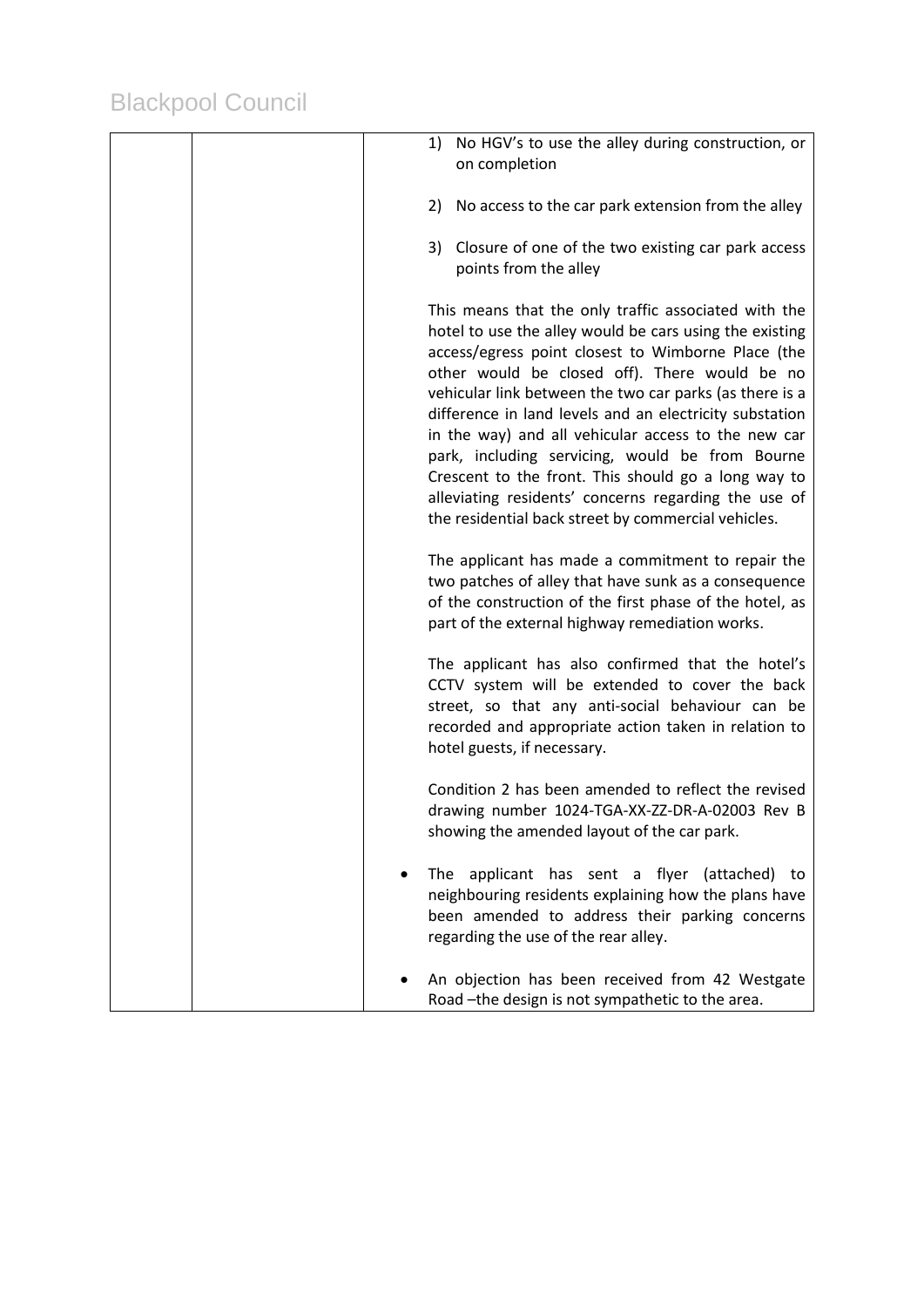| | | |
|---|---|---|
| | | 1) No HGV's to use the alley during construction, or on completion<br><br>2) No access to the car park extension from the alley<br><br>3) Closure of one of the two existing car park access points from the alley<br><br>This means that the only traffic associated with the hotel to use the alley would be cars using the existing access/egress point closest to Wimborne Place (the other would be closed off). There would be no vehicular link between the two car parks (as there is a difference in land levels and an electricity substation in the way) and all vehicular access to the new car park, including servicing, would be from Bourne Crescent to the front. This should go a long way to alleviating residents' concerns regarding the use of the residential back street by commercial vehicles.<br><br>The applicant has made a commitment to repair the two patches of alley that have sunk as a consequence of the construction of the first phase of the hotel, as part of the external highway remediation works.<br><br>The applicant has also confirmed that the hotel's CCTV system will be extended to cover the back street, so that any anti-social behaviour can be recorded and appropriate action taken in relation to hotel guests, if necessary.<br><br>Condition 2 has been amended to reflect the revised drawing number 1024-TGA-XX-ZZ-DR-A-02003 Rev B showing the amended layout of the car park.<br><br>• The applicant has sent a flyer (attached) to neighbouring residents explaining how the plans have been amended to address their parking concerns regarding the use of the rear alley.<br><br>• An objection has been received from 42 Westgate Road –the design is not sympathetic to the area. |